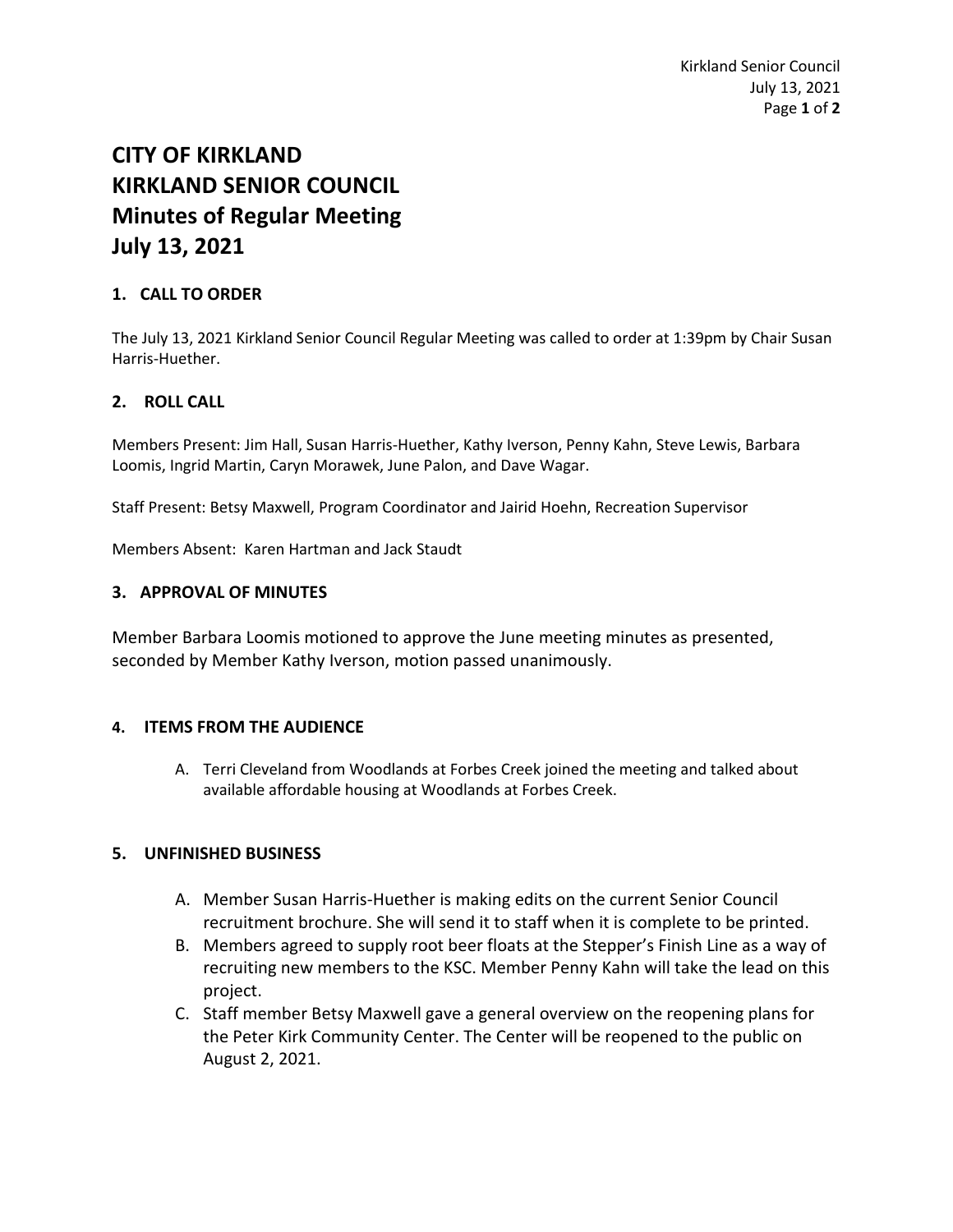# CITY OF KIRKLAND
# KIRKLAND SENIOR COUNCIL
# Minutes of Regular Meeting
# July 13, 2021

## 1. CALL TO ORDER

The July 13, 2021 Kirkland Senior Council Regular Meeting was called to order at 1:39pm by Chair Susan Harris-Huether.

## 2. ROLL CALL

Members Present: Jim Hall, Susan Harris-Huether, Kathy Iverson, Penny Kahn, Steve Lewis, Barbara Loomis, Ingrid Martin, Caryn Morawek, June Palon, and Dave Wagar.

Staff Present: Betsy Maxwell, Program Coordinator and Jairid Hoehn, Recreation Supervisor

Members Absent: Karen Hartman and Jack Staudt

## 3. APPROVAL OF MINUTES

Member Barbara Loomis motioned to approve the June meeting minutes as presented, seconded by Member Kathy Iverson, motion passed unanimously.

## 4. ITEMS FROM THE AUDIENCE

A. Terri Cleveland from Woodlands at Forbes Creek joined the meeting and talked about available affordable housing at Woodlands at Forbes Creek.

## 5. UNFINISHED BUSINESS

A. Member Susan Harris-Huether is making edits on the current Senior Council recruitment brochure. She will send it to staff when it is complete to be printed.
B. Members agreed to supply root beer floats at the Stepper's Finish Line as a way of recruiting new members to the KSC. Member Penny Kahn will take the lead on this project.
C. Staff member Betsy Maxwell gave a general overview on the reopening plans for the Peter Kirk Community Center. The Center will be reopened to the public on August 2, 2021.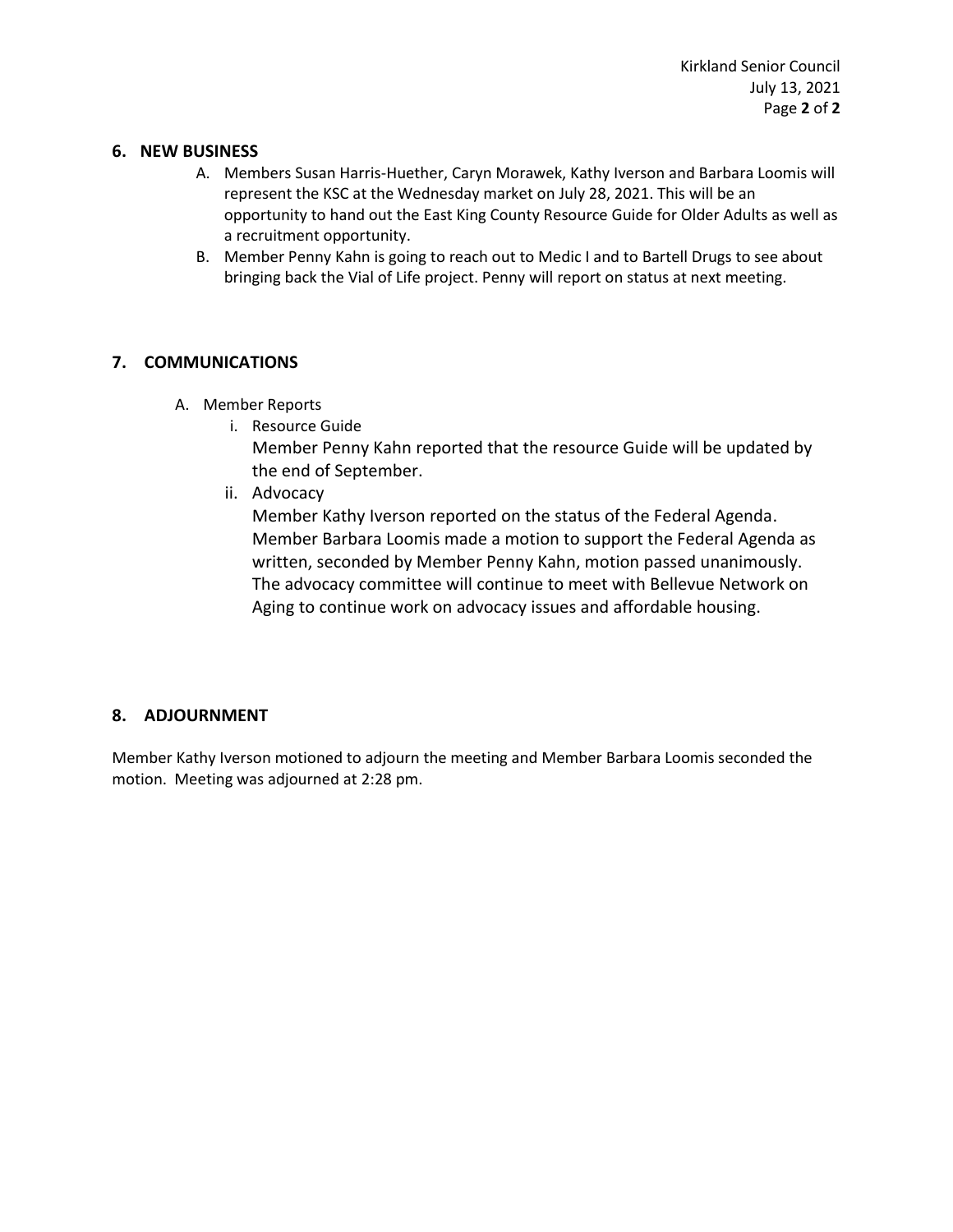## 6. NEW BUSINESS

A. Members Susan Harris-Huether, Caryn Morawek, Kathy Iverson and Barbara Loomis will represent the KSC at the Wednesday market on July 28, 2021. This will be an opportunity to hand out the East King County Resource Guide for Older Adults as well as a recruitment opportunity.

B. Member Penny Kahn is going to reach out to Medic I and to Bartell Drugs to see about bringing back the Vial of Life project. Penny will report on status at next meeting.

## 7. COMMUNICATIONS

A. Member Reports

i. Resource Guide

Member Penny Kahn reported that the resource Guide will be updated by the end of September.

ii. Advocacy

Member Kathy Iverson reported on the status of the Federal Agenda. Member Barbara Loomis made a motion to support the Federal Agenda as written, seconded by Member Penny Kahn, motion passed unanimously. The advocacy committee will continue to meet with Bellevue Network on Aging to continue work on advocacy issues and affordable housing.

## 8. ADJOURNMENT

Member Kathy Iverson motioned to adjourn the meeting and Member Barbara Loomis seconded the motion. Meeting was adjourned at 2:28 pm.